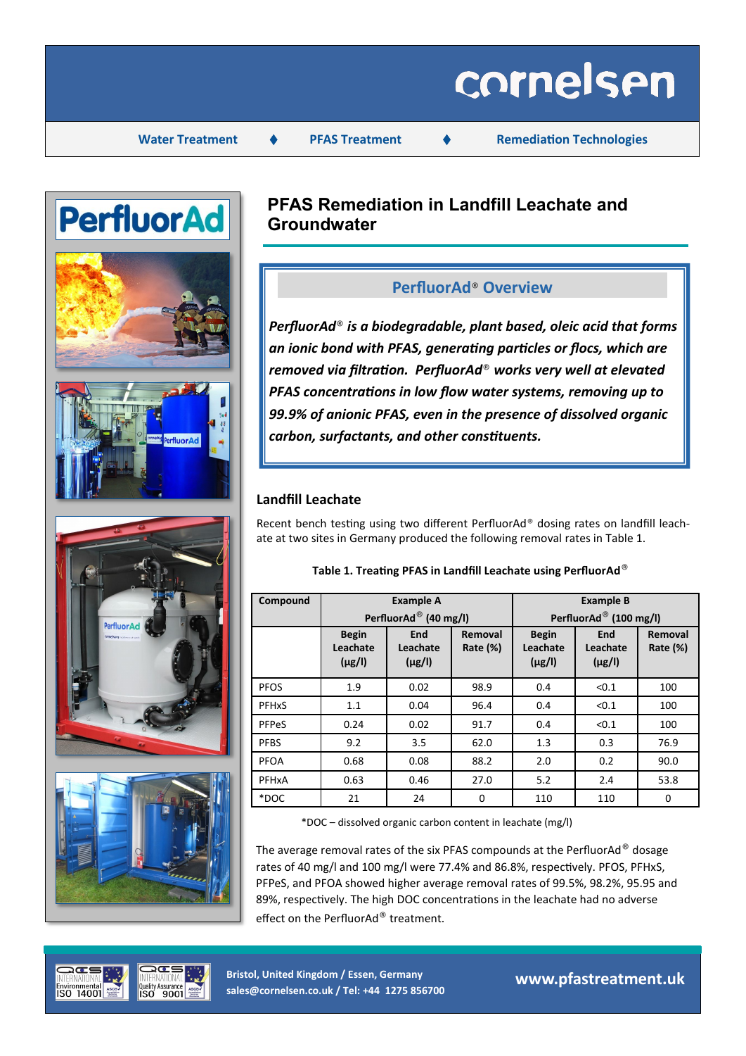cornelsen

Water Treatment ♦ PFAS Treatment ♦ Remediation Technologies

# PFAS Remediation in Landfill Leachate and Groundwater

## PerfluorAd® Overview

***PerfluorAd® is a biodegradable, plant based, oleic acid that forms an ionic bond with PFAS, generating particles or flocs, which are removed via filtration. PerfluorAd® works very well at elevated PFAS concentrations in low flow water systems, removing up to 99.9% of anionic PFAS, even in the presence of dissolved organic carbon, surfactants, and other constituents.***

### Landfill Leachate

Recent bench testing using two different PerfluorAd® dosing rates on landfill leachate at two sites in Germany produced the following removal rates in Table 1.

**Table 1. Treating PFAS in Landfill Leachate using PerfluorAd®**

| Compound | Example A PerfluorAd® (40 mg/l) | | | Example B PerfluorAd® (100 mg/l) | | |
|---|---|---|---|---|---|---|
| | Begin Leachate (μg/l) | End Leachate (μg/l) | Removal Rate (%) | Begin Leachate (μg/l) | End Leachate (μg/l) | Removal Rate (%) |
| PFOS | 1.9 | 0.02 | 98.9 | 0.4 | <0.1 | 100 |
| PFHxS | 1.1 | 0.04 | 96.4 | 0.4 | <0.1 | 100 |
| PFPeS | 0.24 | 0.02 | 91.7 | 0.4 | <0.1 | 100 |
| PFBS | 9.2 | 3.5 | 62.0 | 1.3 | 0.3 | 76.9 |
| PFOA | 0.68 | 0.08 | 88.2 | 2.0 | 0.2 | 90.0 |
| PFHxA | 0.63 | 0.46 | 27.0 | 5.2 | 2.4 | 53.8 |
| *DOC | 21 | 24 | 0 | 110 | 110 | 0 |

*DOC – dissolved organic carbon content in leachate (mg/l)

The average removal rates of the six PFAS compounds at the PerfluorAd® dosage rates of 40 mg/l and 100 mg/l were 77.4% and 86.8%, respectively. PFOS, PFHxS, PFPeS, and PFOA showed higher average removal rates of 99.5%, 98.2%, 95.95 and 89%, respectively. The high DOC concentrations in the leachate had no adverse effect on the PerfluorAd® treatment.

Bristol, United Kingdom / Essen, Germany
sales@cornelsen.co.uk / Tel: +44 1275 856700

www.pfastreatment.uk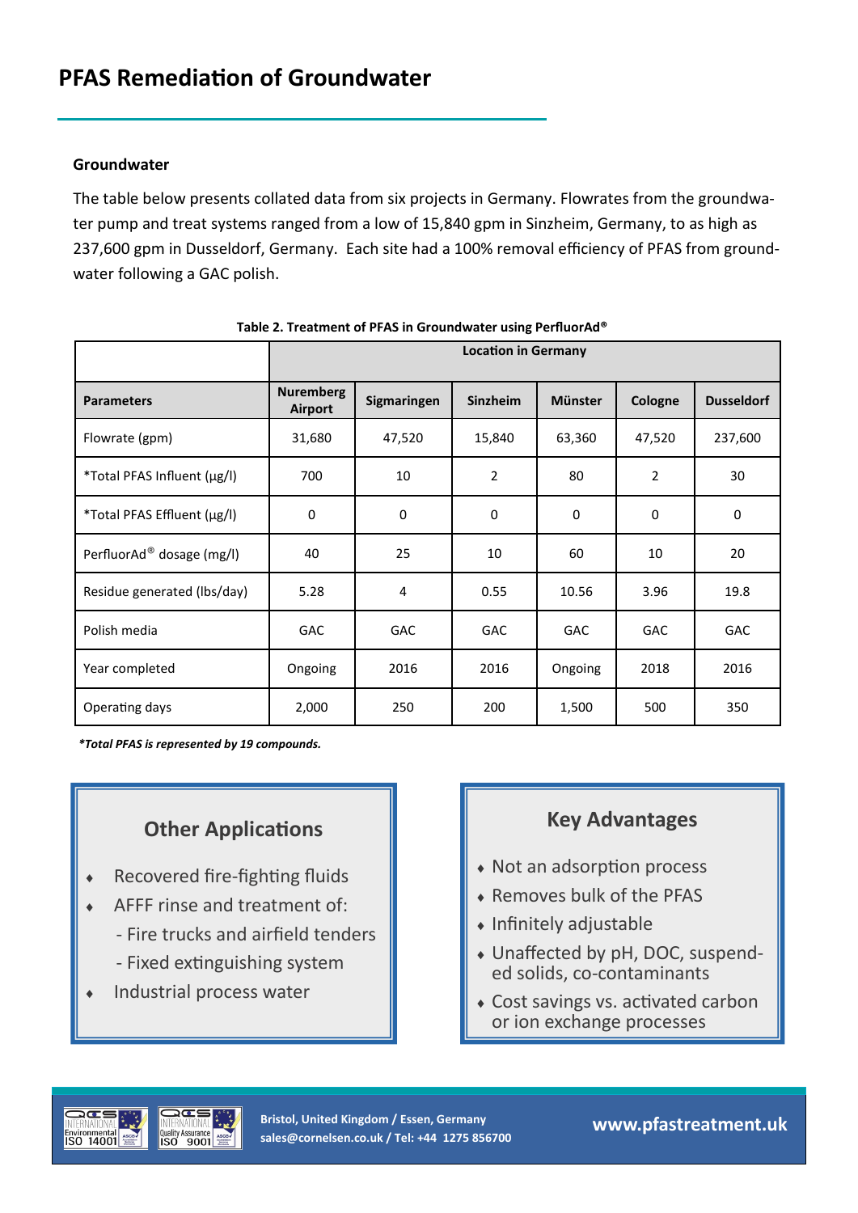## PFAS Remediation of Groundwater

### Groundwater

The table below presents collated data from six projects in Germany. Flowrates from the groundwater pump and treat systems ranged from a low of 15,840 gpm in Sinzheim, Germany, to as high as 237,600 gpm in Dusseldorf, Germany. Each site had a 100% removal efficiency of PFAS from groundwater following a GAC polish.

**Table 2. Treatment of PFAS in Groundwater using PerfluorAd®**

| | Location in Germany | | | | | |
|---|---|---|---|---|---|---|
| **Parameters** | **Nuremberg Airport** | **Sigmaringen** | **Sinzheim** | **Münster** | **Cologne** | **Dusseldorf** |
| Flowrate (gpm) | 31,680 | 47,520 | 15,840 | 63,360 | 47,520 | 237,600 |
| *Total PFAS Influent (µg/l) | 700 | 10 | 2 | 80 | 2 | 30 |
| *Total PFAS Effluent (µg/l) | 0 | 0 | 0 | 0 | 0 | 0 |
| PerfluorAd® dosage (mg/l) | 40 | 25 | 10 | 60 | 10 | 20 |
| Residue generated (lbs/day) | 5.28 | 4 | 0.55 | 10.56 | 3.96 | 19.8 |
| Polish media | GAC | GAC | GAC | GAC | GAC | GAC |
| Year completed | Ongoing | 2016 | 2016 | Ongoing | 2018 | 2016 |
| Operating days | 2,000 | 250 | 200 | 1,500 | 500 | 350 |

****Total PFAS is represented by 19 compounds.***

### Other Applications

- Recovered fire-fighting fluids
- AFFF rinse and treatment of:
  - Fire trucks and airfield tenders
  - Fixed extinguishing system
- Industrial process water

### Key Advantages

- Not an adsorption process
- Removes bulk of the PFAS
- Infinitely adjustable
- Unaffected by pH, DOC, suspended solids, co-contaminants
- Cost savings vs. activated carbon or ion exchange processes

Bristol, United Kingdom / Essen, Germany
sales@cornelsen.co.uk / Tel: +44 1275 856700

www.pfastreatment.uk